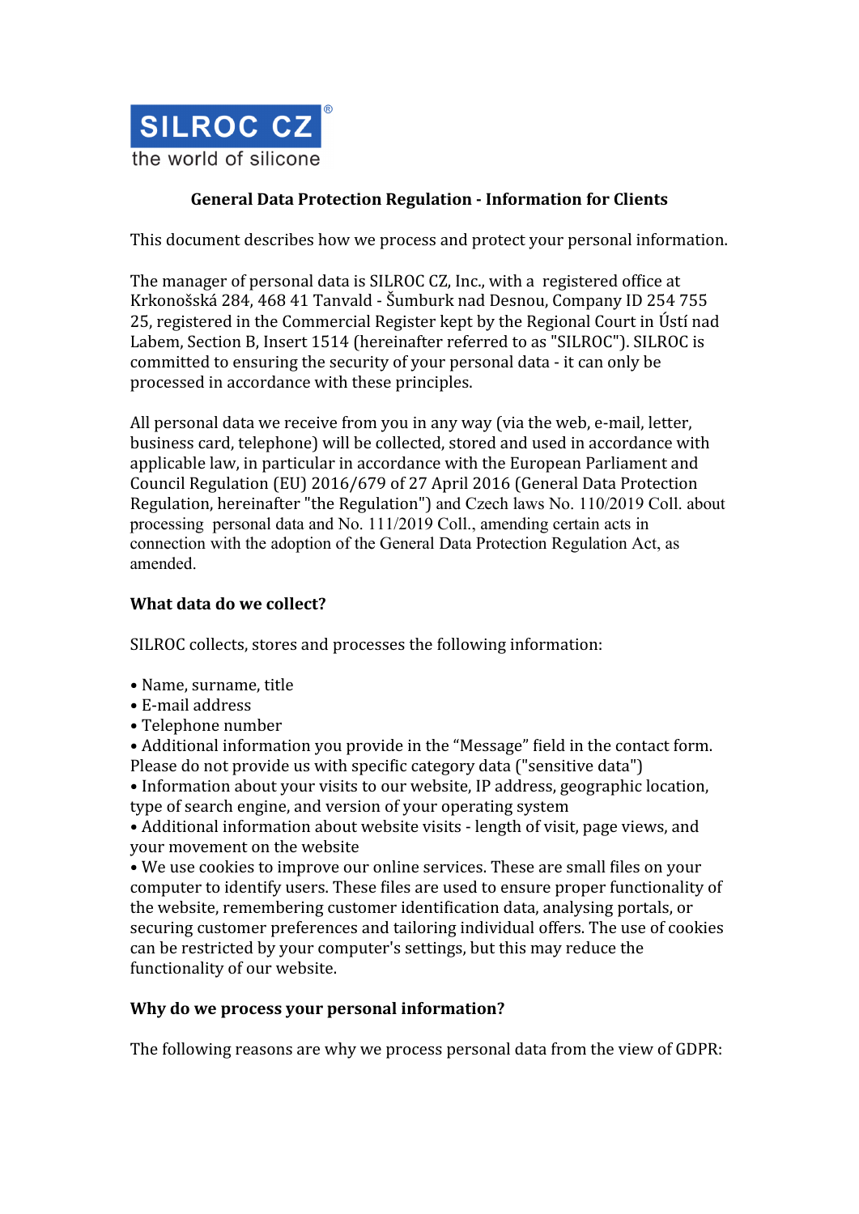SILROC CZ®
the world of silicone

# General Data Protection Regulation - Information for Clients

This document describes how we process and protect your personal information.

The manager of personal data is SILROC CZ, Inc., with a registered office at Krkonošská 284, 468 41 Tanvald - Šumburk nad Desnou, Company ID 254 755 25, registered in the Commercial Register kept by the Regional Court in Ústí nad Labem, Section B, Insert 1514 (hereinafter referred to as "SILROC"). SILROC is committed to ensuring the security of your personal data - it can only be processed in accordance with these principles.

All personal data we receive from you in any way (via the web, e-mail, letter, business card, telephone) will be collected, stored and used in accordance with applicable law, in particular in accordance with the European Parliament and Council Regulation (EU) 2016/679 of 27 April 2016 (General Data Protection Regulation, hereinafter "the Regulation") and Czech laws No. 110/2019 Coll. about processing personal data and No. 111/2019 Coll., amending certain acts in connection with the adoption of the General Data Protection Regulation Act, as amended.

## What data do we collect?

SILROC collects, stores and processes the following information:

- Name, surname, title
- E-mail address
- Telephone number
- Additional information you provide in the "Message" field in the contact form. Please do not provide us with specific category data ("sensitive data")
- Information about your visits to our website, IP address, geographic location, type of search engine, and version of your operating system
- Additional information about website visits - length of visit, page views, and your movement on the website
- We use cookies to improve our online services. These are small files on your computer to identify users. These files are used to ensure proper functionality of the website, remembering customer identification data, analysing portals, or securing customer preferences and tailoring individual offers. The use of cookies can be restricted by your computer's settings, but this may reduce the functionality of our website.

## Why do we process your personal information?

The following reasons are why we process personal data from the view of GDPR: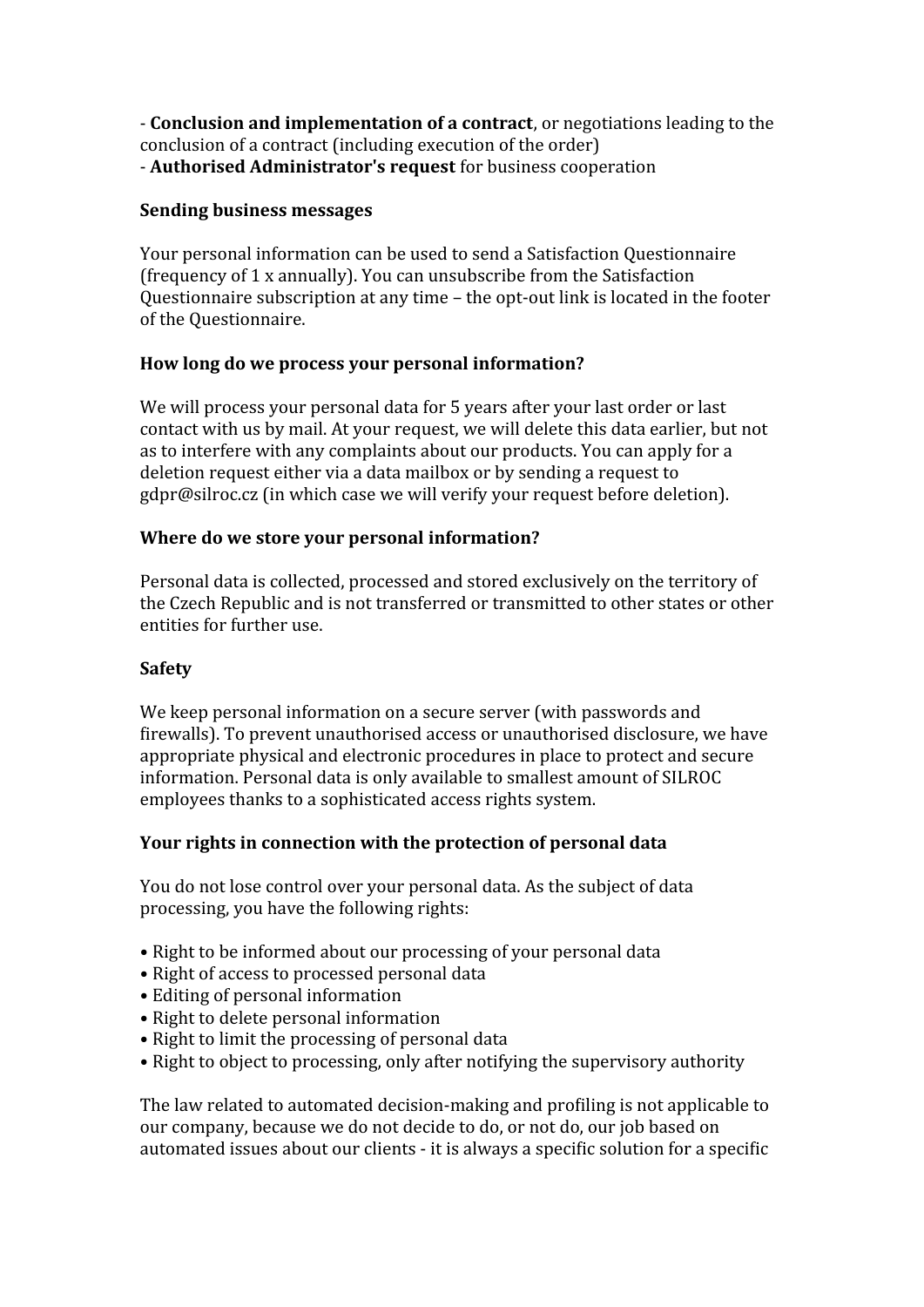- **Conclusion and implementation of a contract**, or negotiations leading to the conclusion of a contract (including execution of the order)
- **Authorised Administrator's request** for business cooperation

**Sending business messages**

Your personal information can be used to send a Satisfaction Questionnaire (frequency of 1 x annually). You can unsubscribe from the Satisfaction Questionnaire subscription at any time – the opt-out link is located in the footer of the Questionnaire.

**How long do we process your personal information?**

We will process your personal data for 5 years after your last order or last contact with us by mail. At your request, we will delete this data earlier, but not as to interfere with any complaints about our products. You can apply for a deletion request either via a data mailbox or by sending a request to gdpr@silroc.cz (in which case we will verify your request before deletion).

**Where do we store your personal information?**

Personal data is collected, processed and stored exclusively on the territory of the Czech Republic and is not transferred or transmitted to other states or other entities for further use.

**Safety**

We keep personal information on a secure server (with passwords and firewalls). To prevent unauthorised access or unauthorised disclosure, we have appropriate physical and electronic procedures in place to protect and secure information. Personal data is only available to smallest amount of SILROC employees thanks to a sophisticated access rights system.

**Your rights in connection with the protection of personal data**

You do not lose control over your personal data. As the subject of data processing, you have the following rights:

- Right to be informed about our processing of your personal data
- Right of access to processed personal data
- Editing of personal information
- Right to delete personal information
- Right to limit the processing of personal data
- Right to object to processing, only after notifying the supervisory authority

The law related to automated decision-making and profiling is not applicable to our company, because we do not decide to do, or not do, our job based on automated issues about our clients - it is always a specific solution for a specific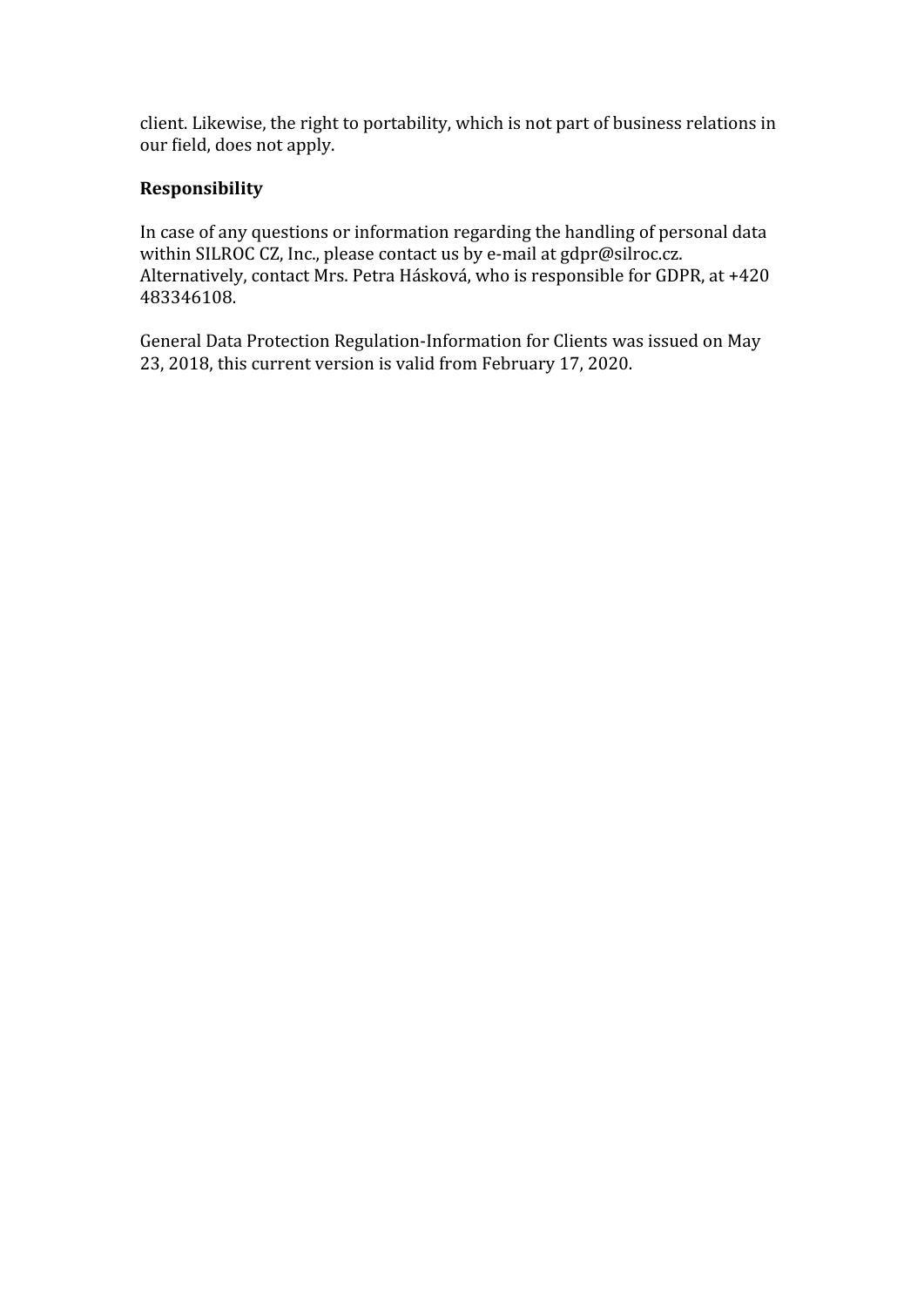client. Likewise, the right to portability, which is not part of business relations in our field, does not apply.

**Responsibility**

In case of any questions or information regarding the handling of personal data within SILROC CZ, Inc., please contact us by e-mail at gdpr@silroc.cz. Alternatively, contact Mrs. Petra Hásková, who is responsible for GDPR, at +420 483346108.

General Data Protection Regulation-Information for Clients was issued on May 23, 2018, this current version is valid from February 17, 2020.